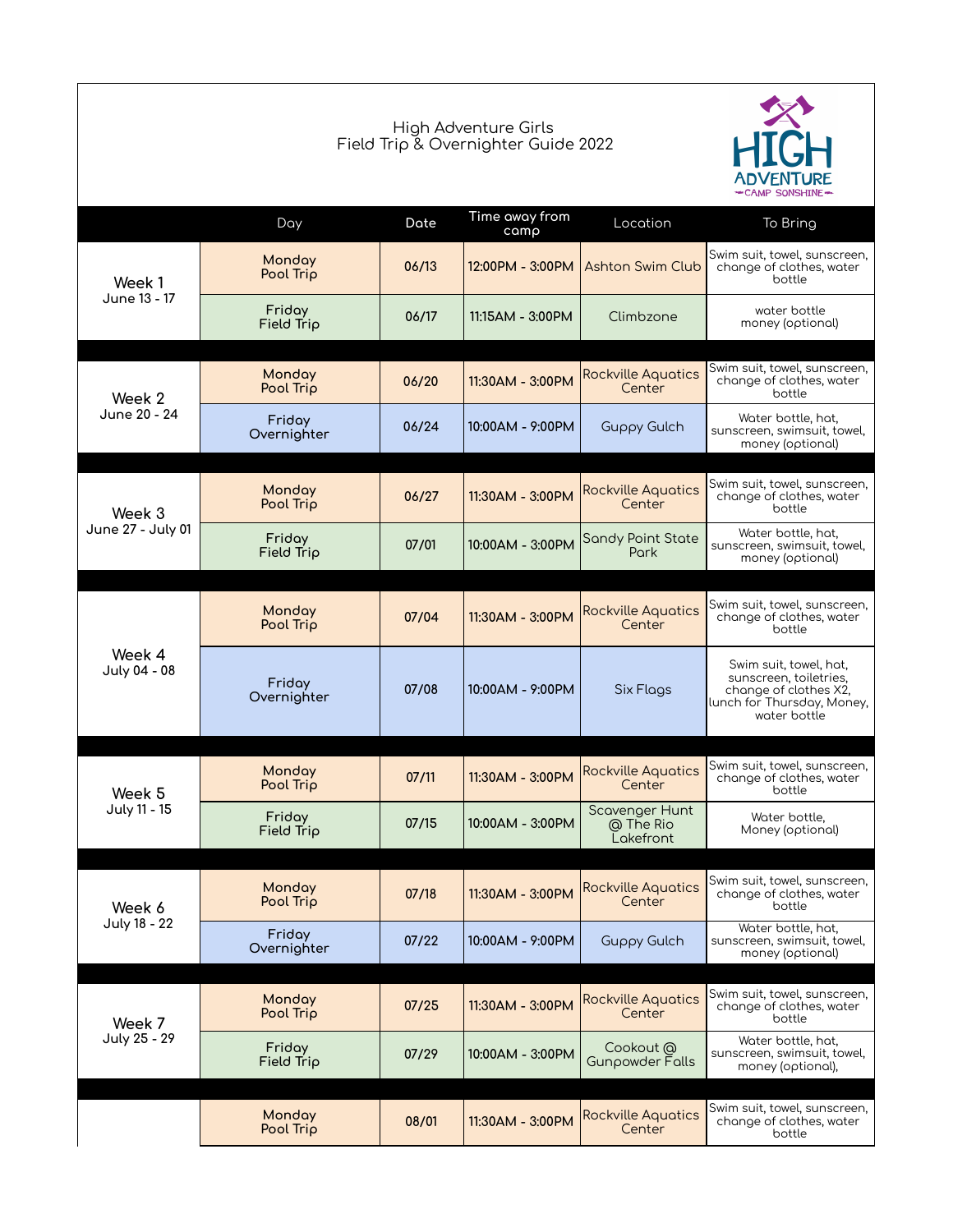High Adventure Girls
Field Trip & Overnighter Guide 2022

HIGH ADVENTURE
CAMP SONSHINE

| | Day | Date | Time away from camp | Location | To Bring |
|---|---|---|---|---|---|
| **Week 1** June 13 - 17 | Monday Pool Trip | 06/13 | 12:00PM - 3:00PM | Ashton Swim Club | Swim suit, towel, sunscreen, change of clothes, water bottle |
| | Friday Field Trip | 06/17 | 11:15AM - 3:00PM | Climbzone | water bottle money (optional) |
| **Week 2** June 20 - 24 | Monday Pool Trip | 06/20 | 11:30AM - 3:00PM | Rockville Aquatics Center | Swim suit, towel, sunscreen, change of clothes, water bottle |
| | Friday Overnighter | 06/24 | 10:00AM - 9:00PM | Guppy Gulch | Water bottle, hat, sunscreen, swimsuit, towel, money (optional) |
| **Week 3** June 27 - July 01 | Monday Pool Trip | 06/27 | 11:30AM - 3:00PM | Rockville Aquatics Center | Swim suit, towel, sunscreen, change of clothes, water bottle |
| | Friday Field Trip | 07/01 | 10:00AM - 3:00PM | Sandy Point State Park | Water bottle, hat, sunscreen, swimsuit, towel, money (optional) |
| **Week 4** July 04 - 08 | Monday Pool Trip | 07/04 | 11:30AM - 3:00PM | Rockville Aquatics Center | Swim suit, towel, sunscreen, change of clothes, water bottle |
| | Friday Overnighter | 07/08 | 10:00AM - 9:00PM | Six Flags | Swim suit, towel, hat, sunscreen, toiletries, change of clothes X2, lunch for Thursday, Money, water bottle |
| **Week 5** July 11 - 15 | Monday Pool Trip | 07/11 | 11:30AM - 3:00PM | Rockville Aquatics Center | Swim suit, towel, sunscreen, change of clothes, water bottle |
| | Friday Field Trip | 07/15 | 10:00AM - 3:00PM | Scavenger Hunt @ The Rio Lakefront | Water bottle, Money (optional) |
| **Week 6** July 18 - 22 | Monday Pool Trip | 07/18 | 11:30AM - 3:00PM | Rockville Aquatics Center | Swim suit, towel, sunscreen, change of clothes, water bottle |
| | Friday Overnighter | 07/22 | 10:00AM - 9:00PM | Guppy Gulch | Water bottle, hat, sunscreen, swimsuit, towel, money (optional) |
| **Week 7** July 25 - 29 | Monday Pool Trip | 07/25 | 11:30AM - 3:00PM | Rockville Aquatics Center | Swim suit, towel, sunscreen, change of clothes, water bottle |
| | Friday Field Trip | 07/29 | 10:00AM - 3:00PM | Cookout @ Gunpowder Falls | Water bottle, hat, sunscreen, swimsuit, towel, money (optional), |
| | Monday Pool Trip | 08/01 | 11:30AM - 3:00PM | Rockville Aquatics Center | Swim suit, towel, sunscreen, change of clothes, water bottle |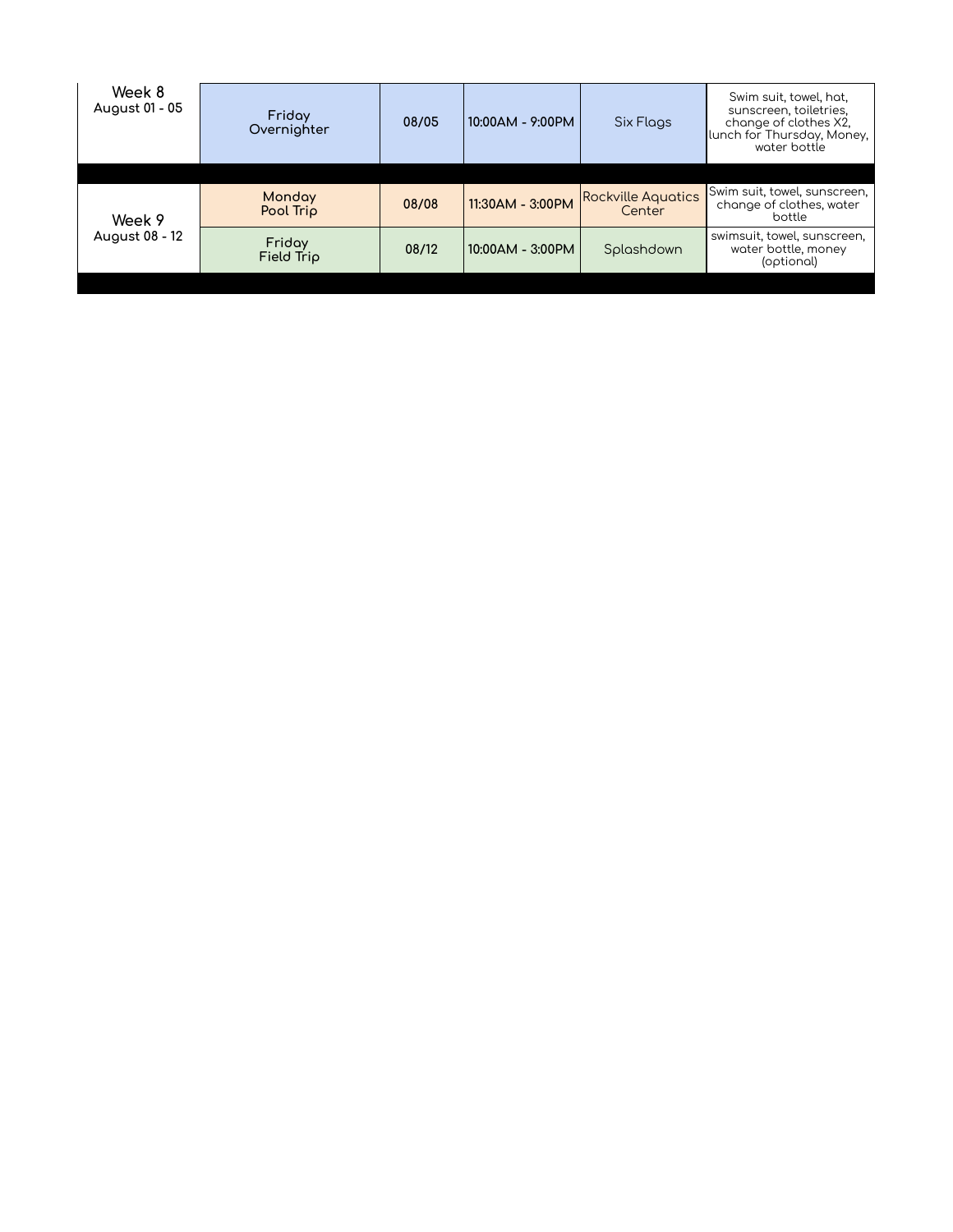| | | | | | |
|---|---|---|---|---|---|
| **Week 8** **August 01 - 05** | Friday Overnighter | 08/05 | 10:00AM - 9:00PM | Six Flags | Swim suit, towel, hat, sunscreen, toiletries, change of clothes X2, lunch for Thursday, Money, water bottle |
| | | | | | |
| **Week 9** **August 08 - 12** | Monday Pool Trip | 08/08 | 11:30AM - 3:00PM | Rockville Aquatics Center | Swim suit, towel, sunscreen, change of clothes, water bottle |
| | Friday Field Trip | 08/12 | 10:00AM - 3:00PM | Splashdown | swimsuit, towel, sunscreen, water bottle, money (optional) |